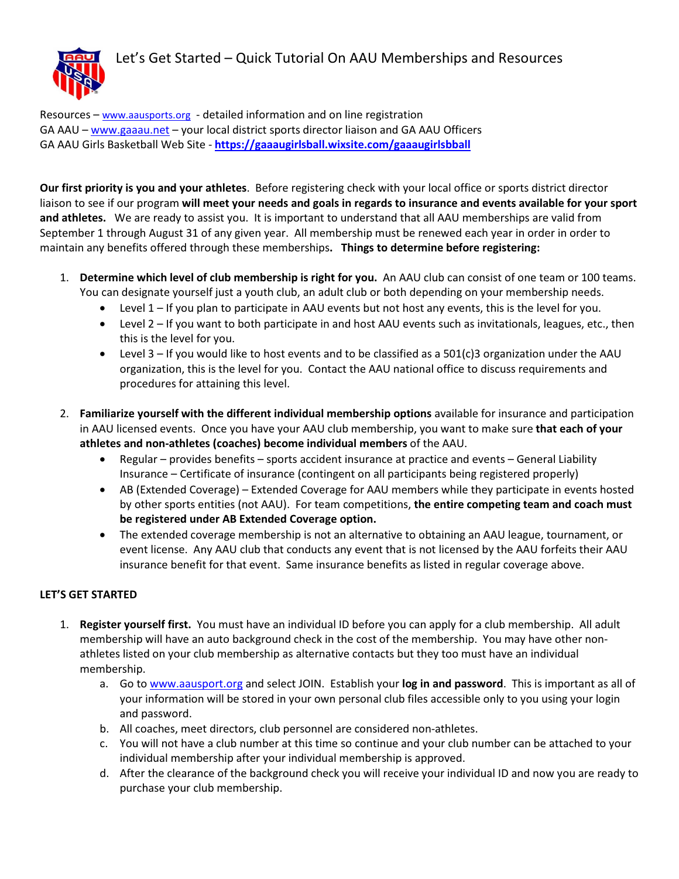# Let's Get Started – Quick Tutorial On AAU Memberships and Resources

Resources – www.aausports.org - detailed information and on line registration
GA AAU – www.gaaau.net – your local district sports director liaison and GA AAU Officers
GA AAU Girls Basketball Web Site - **https://gaaaugirlsball.wixsite.com/gaaaugirlsbball**

**Our first priority is you and your athletes**. Before registering check with your local office or sports district director liaison to see if our program **will meet your needs and goals in regards to insurance and events available for your sport and athletes.** We are ready to assist you. It is important to understand that all AAU memberships are valid from September 1 through August 31 of any given year. All membership must be renewed each year in order to maintain any benefits offered through these memberships**. Things to determine before registering:**

1. **Determine which level of club membership is right for you.** An AAU club can consist of one team or 100 teams. You can designate yourself just a youth club, an adult club or both depending on your membership needs.
   - Level 1 – If you plan to participate in AAU events but not host any events, this is the level for you.
   - Level 2 – If you want to both participate in and host AAU events such as invitationals, leagues, etc., then this is the level for you.
   - Level 3 – If you would like to host events and to be classified as a 501(c)3 organization under the AAU organization, this is the level for you. Contact the AAU national office to discuss requirements and procedures for attaining this level.

2. **Familiarize yourself with the different individual membership options** available for insurance and participation in AAU licensed events. Once you have your AAU club membership, you want to make sure **that each of your athletes and non-athletes (coaches) become individual members** of the AAU.
   - Regular – provides benefits – sports accident insurance at practice and events – General Liability Insurance – Certificate of insurance (contingent on all participants being registered properly)
   - AB (Extended Coverage) – Extended Coverage for AAU members while they participate in events hosted by other sports entities (not AAU). For team competitions, **the entire competing team and coach must be registered under AB Extended Coverage option.**
   - The extended coverage membership is not an alternative to obtaining an AAU league, tournament, or event license. Any AAU club that conducts any event that is not licensed by the AAU forfeits their AAU insurance benefit for that event. Same insurance benefits as listed in regular coverage above.

**LET'S GET STARTED**

1. **Register yourself first.** You must have an individual ID before you can apply for a club membership. All adult membership will have an auto background check in the cost of the membership. You may have other non-athletes listed on your club membership as alternative contacts but they too must have an individual membership.
   a. Go to www.aausport.org and select JOIN. Establish your **log in and password**. This is important as all of your information will be stored in your own personal club files accessible only to you using your login and password.
   b. All coaches, meet directors, club personnel are considered non-athletes.
   c. You will not have a club number at this time so continue and your club number can be attached to your individual membership after your individual membership is approved.
   d. After the clearance of the background check you will receive your individual ID and now you are ready to purchase your club membership.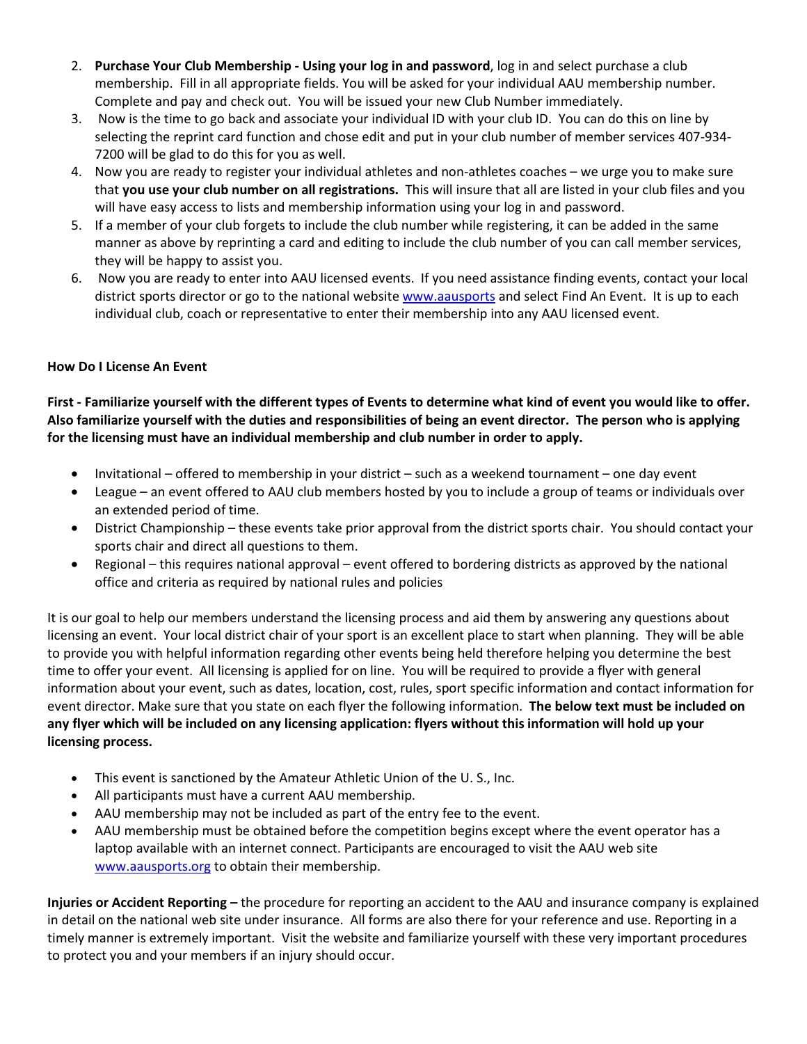2. **Purchase Your Club Membership - Using your log in and password**, log in and select purchase a club membership. Fill in all appropriate fields. You will be asked for your individual AAU membership number. Complete and pay and check out. You will be issued your new Club Number immediately.
3. Now is the time to go back and associate your individual ID with your club ID. You can do this on line by selecting the reprint card function and chose edit and put in your club number of member services 407-934-7200 will be glad to do this for you as well.
4. Now you are ready to register your individual athletes and non-athletes coaches – we urge you to make sure that **you use your club number on all registrations.** This will insure that all are listed in your club files and you will have easy access to lists and membership information using your log in and password.
5. If a member of your club forgets to include the club number while registering, it can be added in the same manner as above by reprinting a card and editing to include the club number of you can call member services, they will be happy to assist you.
6. Now you are ready to enter into AAU licensed events. If you need assistance finding events, contact your local district sports director or go to the national website www.aausports and select Find An Event. It is up to each individual club, coach or representative to enter their membership into any AAU licensed event.

**How Do I License An Event**

**First - Familiarize yourself with the different types of Events to determine what kind of event you would like to offer. Also familiarize yourself with the duties and responsibilities of being an event director. The person who is applying for the licensing must have an individual membership and club number in order to apply.**

- Invitational – offered to membership in your district – such as a weekend tournament – one day event
- League – an event offered to AAU club members hosted by you to include a group of teams or individuals over an extended period of time.
- District Championship – these events take prior approval from the district sports chair. You should contact your sports chair and direct all questions to them.
- Regional – this requires national approval – event offered to bordering districts as approved by the national office and criteria as required by national rules and policies

It is our goal to help our members understand the licensing process and aid them by answering any questions about licensing an event. Your local district chair of your sport is an excellent place to start when planning. They will be able to provide you with helpful information regarding other events being held therefore helping you determine the best time to offer your event. All licensing is applied for on line. You will be required to provide a flyer with general information about your event, such as dates, location, cost, rules, sport specific information and contact information for event director. Make sure that you state on each flyer the following information. **The below text must be included on any flyer which will be included on any licensing application: flyers without this information will hold up your licensing process.**

- This event is sanctioned by the Amateur Athletic Union of the U. S., Inc.
- All participants must have a current AAU membership.
- AAU membership may not be included as part of the entry fee to the event.
- AAU membership must be obtained before the competition begins except where the event operator has a laptop available with an internet connect. Participants are encouraged to visit the AAU web site www.aausports.org to obtain their membership.

**Injuries or Accident Reporting –** the procedure for reporting an accident to the AAU and insurance company is explained in detail on the national web site under insurance. All forms are also there for your reference and use. Reporting in a timely manner is extremely important. Visit the website and familiarize yourself with these very important procedures to protect you and your members if an injury should occur.